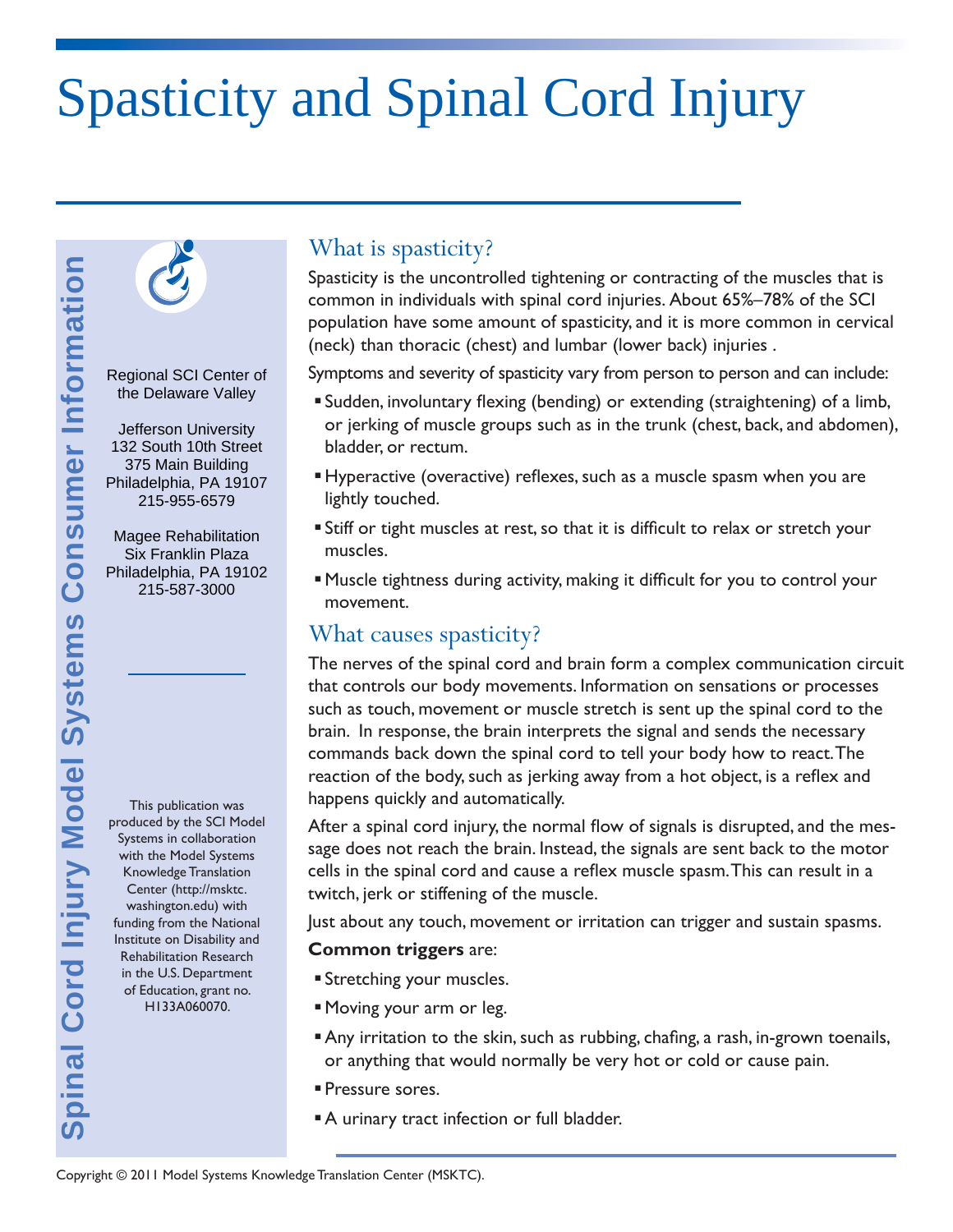# Spasticity and Spinal Cord Injury

Spinal Cord Injury Model Systems Consumer Information

Regional SCI Center of the Delaware Valley

Jefferson University
132 South 10th Street
375 Main Building
Philadelphia, PA 19107
215-955-6579

Magee Rehabilitation
Six Franklin Plaza
Philadelphia, PA 19102
215-587-3000

This publication was produced by the SCI Model Systems in collaboration with the Model Systems Knowledge Translation Center (http://msktc.washington.edu) with funding from the National Institute on Disability and Rehabilitation Research in the U.S. Department of Education, grant no. H133A060070.

## What is spasticity?

Spasticity is the uncontrolled tightening or contracting of the muscles that is common in individuals with spinal cord injuries. About 65%–78% of the SCI population have some amount of spasticity, and it is more common in cervical (neck) than thoracic (chest) and lumbar (lower back) injuries .

Symptoms and severity of spasticity vary from person to person and can include:

- Sudden, involuntary flexing (bending) or extending (straightening) of a limb, or jerking of muscle groups such as in the trunk (chest, back, and abdomen), bladder, or rectum.
- Hyperactive (overactive) reflexes, such as a muscle spasm when you are lightly touched.
- Stiff or tight muscles at rest, so that it is difficult to relax or stretch your muscles.
- Muscle tightness during activity, making it difficult for you to control your movement.

## What causes spasticity?

The nerves of the spinal cord and brain form a complex communication circuit that controls our body movements. Information on sensations or processes such as touch, movement or muscle stretch is sent up the spinal cord to the brain. In response, the brain interprets the signal and sends the necessary commands back down the spinal cord to tell your body how to react. The reaction of the body, such as jerking away from a hot object, is a reflex and happens quickly and automatically.

After a spinal cord injury, the normal flow of signals is disrupted, and the message does not reach the brain. Instead, the signals are sent back to the motor cells in the spinal cord and cause a reflex muscle spasm. This can result in a twitch, jerk or stiffening of the muscle.

Just about any touch, movement or irritation can trigger and sustain spasms.

**Common triggers** are:

- Stretching your muscles.
- Moving your arm or leg.
- Any irritation to the skin, such as rubbing, chafing, a rash, in-grown toenails, or anything that would normally be very hot or cold or cause pain.
- Pressure sores.
- A urinary tract infection or full bladder.

Copyright © 2011 Model Systems Knowledge Translation Center (MSKTC).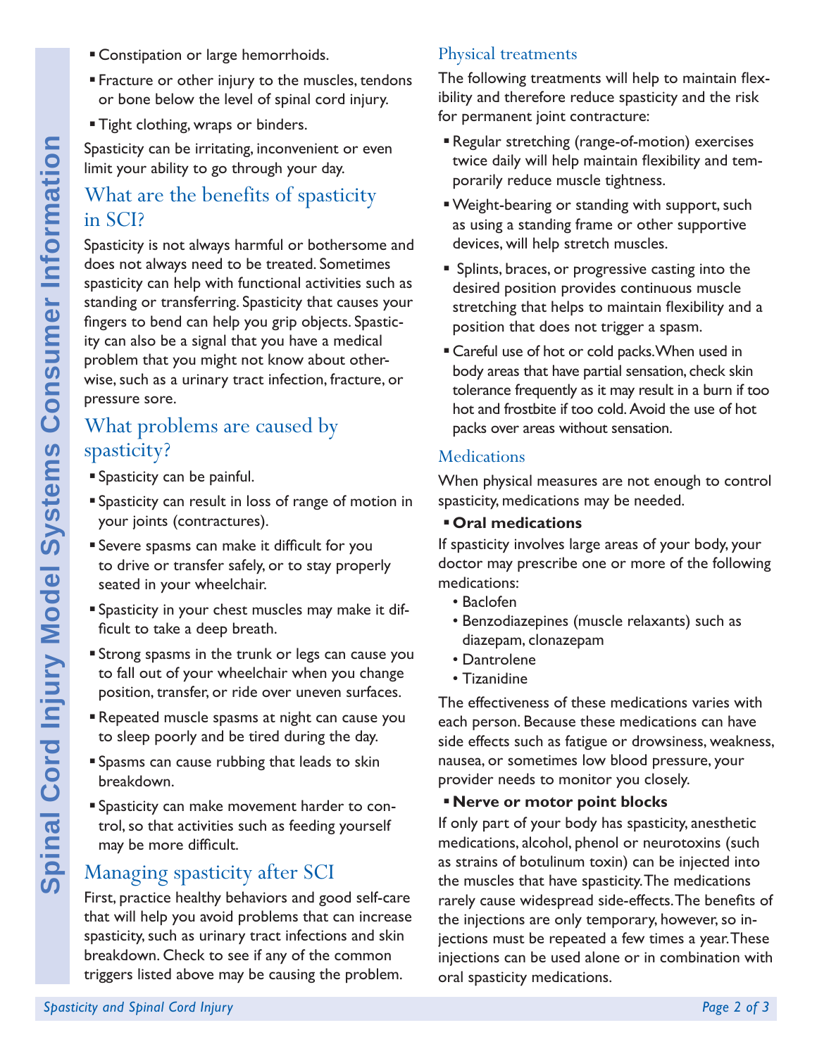- Constipation or large hemorrhoids.
- Fracture or other injury to the muscles, tendons or bone below the level of spinal cord injury.
- Tight clothing, wraps or binders.

Spasticity can be irritating, inconvenient or even limit your ability to go through your day.

## What are the benefits of spasticity in SCI?

Spasticity is not always harmful or bothersome and does not always need to be treated. Sometimes spasticity can help with functional activities such as standing or transferring. Spasticity that causes your fingers to bend can help you grip objects. Spasticity can also be a signal that you have a medical problem that you might not know about otherwise, such as a urinary tract infection, fracture, or pressure sore.

## What problems are caused by spasticity?

- Spasticity can be painful.
- Spasticity can result in loss of range of motion in your joints (contractures).
- Severe spasms can make it difficult for you to drive or transfer safely, or to stay properly seated in your wheelchair.
- Spasticity in your chest muscles may make it difficult to take a deep breath.
- Strong spasms in the trunk or legs can cause you to fall out of your wheelchair when you change position, transfer, or ride over uneven surfaces.
- Repeated muscle spasms at night can cause you to sleep poorly and be tired during the day.
- Spasms can cause rubbing that leads to skin breakdown.
- Spasticity can make movement harder to control, so that activities such as feeding yourself may be more difficult.

## Managing spasticity after SCI

First, practice healthy behaviors and good self-care that will help you avoid problems that can increase spasticity, such as urinary tract infections and skin breakdown. Check to see if any of the common triggers listed above may be causing the problem.

### Physical treatments

The following treatments will help to maintain flexibility and therefore reduce spasticity and the risk for permanent joint contracture:

- Regular stretching (range-of-motion) exercises twice daily will help maintain flexibility and temporarily reduce muscle tightness.
- Weight-bearing or standing with support, such as using a standing frame or other supportive devices, will help stretch muscles.
- Splints, braces, or progressive casting into the desired position provides continuous muscle stretching that helps to maintain flexibility and a position that does not trigger a spasm.
- Careful use of hot or cold packs. When used in body areas that have partial sensation, check skin tolerance frequently as it may result in a burn if too hot and frostbite if too cold. Avoid the use of hot packs over areas without sensation.

### Medications

When physical measures are not enough to control spasticity, medications may be needed.

- **Oral medications**

If spasticity involves large areas of your body, your doctor may prescribe one or more of the following medications:

- Baclofen
- Benzodiazepines (muscle relaxants) such as diazepam, clonazepam
- Dantrolene
- Tizanidine

The effectiveness of these medications varies with each person. Because these medications can have side effects such as fatigue or drowsiness, weakness, nausea, or sometimes low blood pressure, your provider needs to monitor you closely.

- **Nerve or motor point blocks**

If only part of your body has spasticity, anesthetic medications, alcohol, phenol or neurotoxins (such as strains of botulinum toxin) can be injected into the muscles that have spasticity. The medications rarely cause widespread side-effects. The benefits of the injections are only temporary, however, so injections must be repeated a few times a year. These injections can be used alone or in combination with oral spasticity medications.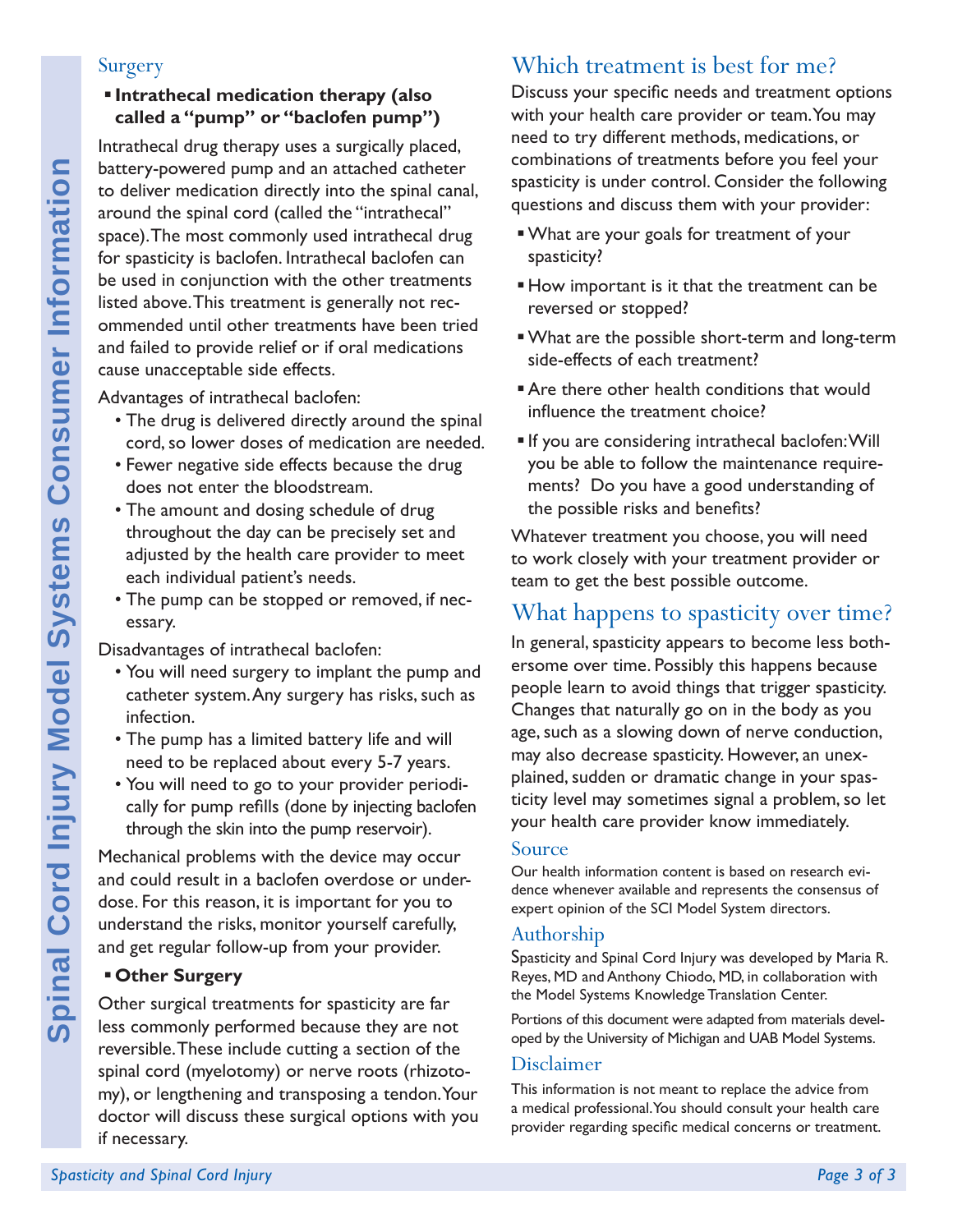## Surgery

▪ **Intrathecal medication therapy (also called a "pump" or "baclofen pump")**

Intrathecal drug therapy uses a surgically placed, battery-powered pump and an attached catheter to deliver medication directly into the spinal canal, around the spinal cord (called the "intrathecal" space). The most commonly used intrathecal drug for spasticity is baclofen. Intrathecal baclofen can be used in conjunction with the other treatments listed above. This treatment is generally not recommended until other treatments have been tried and failed to provide relief or if oral medications cause unacceptable side effects.

Advantages of intrathecal baclofen:

- The drug is delivered directly around the spinal cord, so lower doses of medication are needed.
- Fewer negative side effects because the drug does not enter the bloodstream.
- The amount and dosing schedule of drug throughout the day can be precisely set and adjusted by the health care provider to meet each individual patient's needs.
- The pump can be stopped or removed, if necessary.

Disadvantages of intrathecal baclofen:

- You will need surgery to implant the pump and catheter system. Any surgery has risks, such as infection.
- The pump has a limited battery life and will need to be replaced about every 5-7 years.
- You will need to go to your provider periodically for pump refills (done by injecting baclofen through the skin into the pump reservoir).

Mechanical problems with the device may occur and could result in a baclofen overdose or underdose. For this reason, it is important for you to understand the risks, monitor yourself carefully, and get regular follow-up from your provider.

▪ **Other Surgery**

Other surgical treatments for spasticity are far less commonly performed because they are not reversible. These include cutting a section of the spinal cord (myelotomy) or nerve roots (rhizotomy), or lengthening and transposing a tendon. Your doctor will discuss these surgical options with you if necessary.

## Which treatment is best for me?

Discuss your specific needs and treatment options with your health care provider or team. You may need to try different methods, medications, or combinations of treatments before you feel your spasticity is under control. Consider the following questions and discuss them with your provider:

- What are your goals for treatment of your spasticity?
- How important is it that the treatment can be reversed or stopped?
- What are the possible short-term and long-term side-effects of each treatment?
- Are there other health conditions that would influence the treatment choice?
- If you are considering intrathecal baclofen: Will you be able to follow the maintenance requirements? Do you have a good understanding of the possible risks and benefits?

Whatever treatment you choose, you will need to work closely with your treatment provider or team to get the best possible outcome.

## What happens to spasticity over time?

In general, spasticity appears to become less bothersome over time. Possibly this happens because people learn to avoid things that trigger spasticity. Changes that naturally go on in the body as you age, such as a slowing down of nerve conduction, may also decrease spasticity. However, an unexplained, sudden or dramatic change in your spasticity level may sometimes signal a problem, so let your health care provider know immediately.

### Source

Our health information content is based on research evidence whenever available and represents the consensus of expert opinion of the SCI Model System directors.

### Authorship

Spasticity and Spinal Cord Injury was developed by Maria R. Reyes, MD and Anthony Chiodo, MD, in collaboration with the Model Systems Knowledge Translation Center.

Portions of this document were adapted from materials developed by the University of Michigan and UAB Model Systems.

### Disclaimer

This information is not meant to replace the advice from a medical professional. You should consult your health care provider regarding specific medical concerns or treatment.